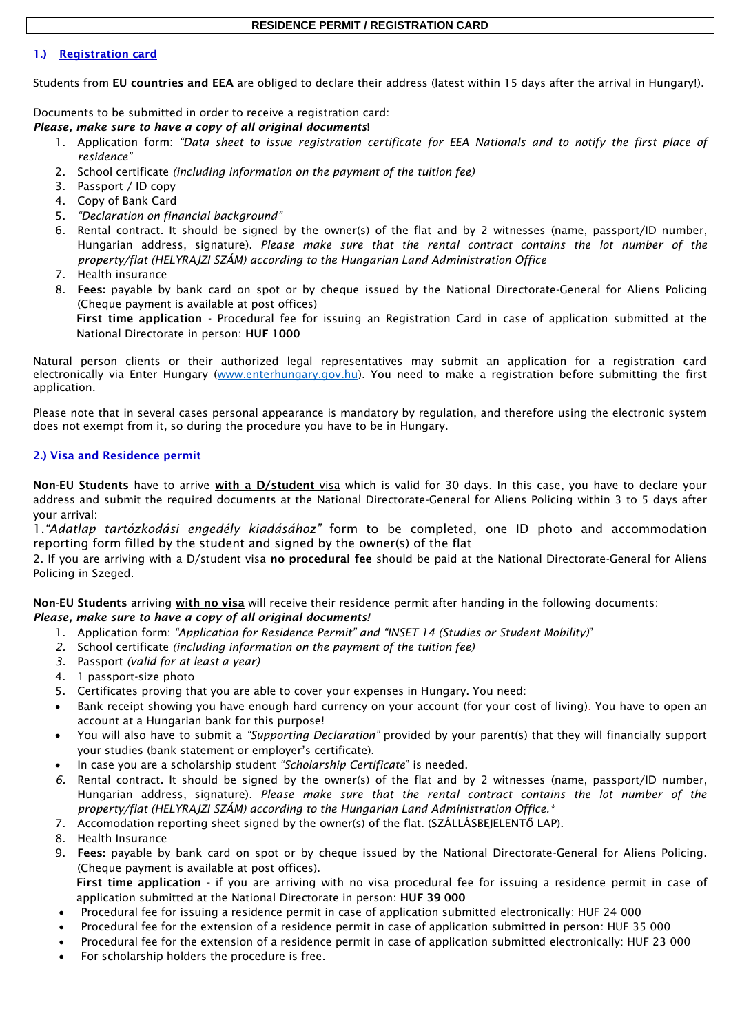# RESIDENCE PERMIT / REGISTRATION CARD

## 1.) Registration card

Students from **EU countries and EEA** are obliged to declare their address (latest within 15 days after the arrival in Hungary!).

Documents to be submitted in order to receive a registration card:
***Please, make sure to have a copy of all original documents!***

1. Application form: *"Data sheet to issue registration certificate for EEA Nationals and to notify the first place of residence"*
2. School certificate *(including information on the payment of the tuition fee)*
3. Passport / ID copy
4. Copy of Bank Card
5. *"Declaration on financial background"*
6. Rental contract. It should be signed by the owner(s) of the flat and by 2 witnesses (name, passport/ID number, Hungarian address, signature). *Please make sure that the rental contract contains the lot number of the property/flat (HELYRAJZI SZÁM) according to the Hungarian Land Administration Office*
7. Health insurance
8. **Fees:** payable by bank card on spot or by cheque issued by the National Directorate-General for Aliens Policing (Cheque payment is available at post offices)
   **First time application** - Procedural fee for issuing an Registration Card in case of application submitted at the National Directorate in person: **HUF 1000**

Natural person clients or their authorized legal representatives may submit an application for a registration card electronically via Enter Hungary (www.enterhungary.gov.hu). You need to make a registration before submitting the first application.

Please note that in several cases personal appearance is mandatory by regulation, and therefore using the electronic system does not exempt from it, so during the procedure you have to be in Hungary.

## 2.) Visa and Residence permit

**Non-EU Students** have to arrive **with a D/student** visa which is valid for 30 days. In this case, you have to declare your address and submit the required documents at the National Directorate-General for Aliens Policing within 3 to 5 days after your arrival:

1. *"Adatlap tartózkodási engedély kiadásához"* form to be completed, one ID photo and accommodation reporting form filled by the student and signed by the owner(s) of the flat
2. If you are arriving with a D/student visa **no procedural fee** should be paid at the National Directorate-General for Aliens Policing in Szeged.

**Non-EU Students** arriving **with no visa** will receive their residence permit after handing in the following documents:
***Please, make sure to have a copy of all original documents!***

1. Application form: *"Application for Residence Permit" and "INSET 14 (Studies or Student Mobility)"*
2. School certificate *(including information on the payment of the tuition fee)*
3. Passport *(valid for at least a year)*
4. 1 passport-size photo
5. Certificates proving that you are able to cover your expenses in Hungary. You need:
   - Bank receipt showing you have enough hard currency on your account (for your cost of living). You have to open an account at a Hungarian bank for this purpose!
   - You will also have to submit a *"Supporting Declaration"* provided by your parent(s) that they will financially support your studies (bank statement or employer's certificate).
   - In case you are a scholarship student *"Scholarship Certificate"* is needed.
6. Rental contract. It should be signed by the owner(s) of the flat and by 2 witnesses (name, passport/ID number, Hungarian address, signature). *Please make sure that the rental contract contains the lot number of the property/flat (HELYRAJZI SZÁM) according to the Hungarian Land Administration Office.**
7. Accomodation reporting sheet signed by the owner(s) of the flat. (SZÁLLÁSBEJELENTŐ LAP).
8. Health Insurance
9. **Fees:** payable by bank card on spot or by cheque issued by the National Directorate-General for Aliens Policing. (Cheque payment is available at post offices).
   **First time application** - if you are arriving with no visa procedural fee for issuing a residence permit in case of application submitted at the National Directorate in person: **HUF 39 000**
   - Procedural fee for issuing a residence permit in case of application submitted electronically: HUF 24 000
   - Procedural fee for the extension of a residence permit in case of application submitted in person: HUF 35 000
   - Procedural fee for the extension of a residence permit in case of application submitted electronically: HUF 23 000
   - For scholarship holders the procedure is free.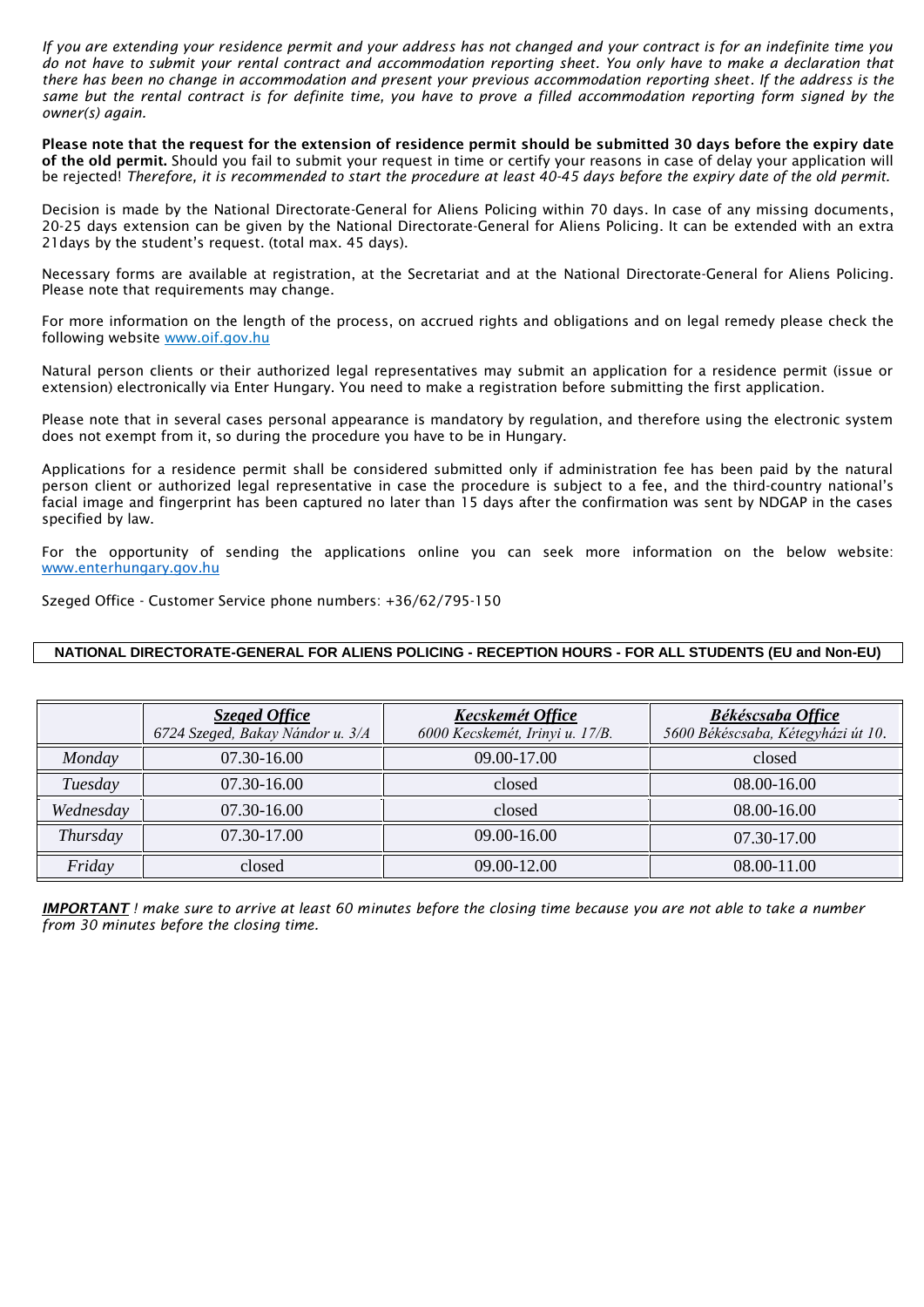*If you are extending your residence permit and your address has not changed and your contract is for an indefinite time you do not have to submit your rental contract and accommodation reporting sheet. You only have to make a declaration that there has been no change in accommodation and present your previous accommodation reporting sheet. If the address is the same but the rental contract is for definite time, you have to prove a filled accommodation reporting form signed by the owner(s) again.*

**Please note that the request for the extension of residence permit should be submitted 30 days before the expiry date of the old permit.** Should you fail to submit your request in time or certify your reasons in case of delay your application will be rejected! *Therefore, it is recommended to start the procedure at least 40-45 days before the expiry date of the old permit.*

Decision is made by the National Directorate-General for Aliens Policing within 70 days. In case of any missing documents, 20-25 days extension can be given by the National Directorate-General for Aliens Policing. It can be extended with an extra 21days by the student's request. (total max. 45 days).

Necessary forms are available at registration, at the Secretariat and at the National Directorate-General for Aliens Policing. Please note that requirements may change.

For more information on the length of the process, on accrued rights and obligations and on legal remedy please check the following website www.oif.gov.hu

Natural person clients or their authorized legal representatives may submit an application for a residence permit (issue or extension) electronically via Enter Hungary. You need to make a registration before submitting the first application.

Please note that in several cases personal appearance is mandatory by regulation, and therefore using the electronic system does not exempt from it, so during the procedure you have to be in Hungary.

Applications for a residence permit shall be considered submitted only if administration fee has been paid by the natural person client or authorized legal representative in case the procedure is subject to a fee, and the third-country national's facial image and fingerprint has been captured no later than 15 days after the confirmation was sent by NDGAP in the cases specified by law.

For the opportunity of sending the applications online you can seek more information on the below website: www.enterhungary.gov.hu

Szeged Office - Customer Service phone numbers: +36/62/795-150

**NATIONAL DIRECTORATE-GENERAL FOR ALIENS POLICING - RECEPTION HOURS - FOR ALL STUDENTS (EU and Non-EU)**

| | ***Szeged Office*** *6724 Szeged, Bakay Nándor u. 3/A* | ***Kecskemét Office*** *6000 Kecskemét, Irinyi u. 17/B.* | ***Békéscsaba Office*** *5600 Békéscsaba, Kétegyházi út 10.* |
|---|---|---|---|
| *Monday* | 07.30-16.00 | 09.00-17.00 | closed |
| *Tuesday* | 07.30-16.00 | closed | 08.00-16.00 |
| *Wednesday* | 07.30-16.00 | closed | 08.00-16.00 |
| *Thursday* | 07.30-17.00 | 09.00-16.00 | 07.30-17.00 |
| *Friday* | closed | 09.00-12.00 | 08.00-11.00 |

***IMPORTANT*** *! make sure to arrive at least 60 minutes before the closing time because you are not able to take a number from 30 minutes before the closing time.*